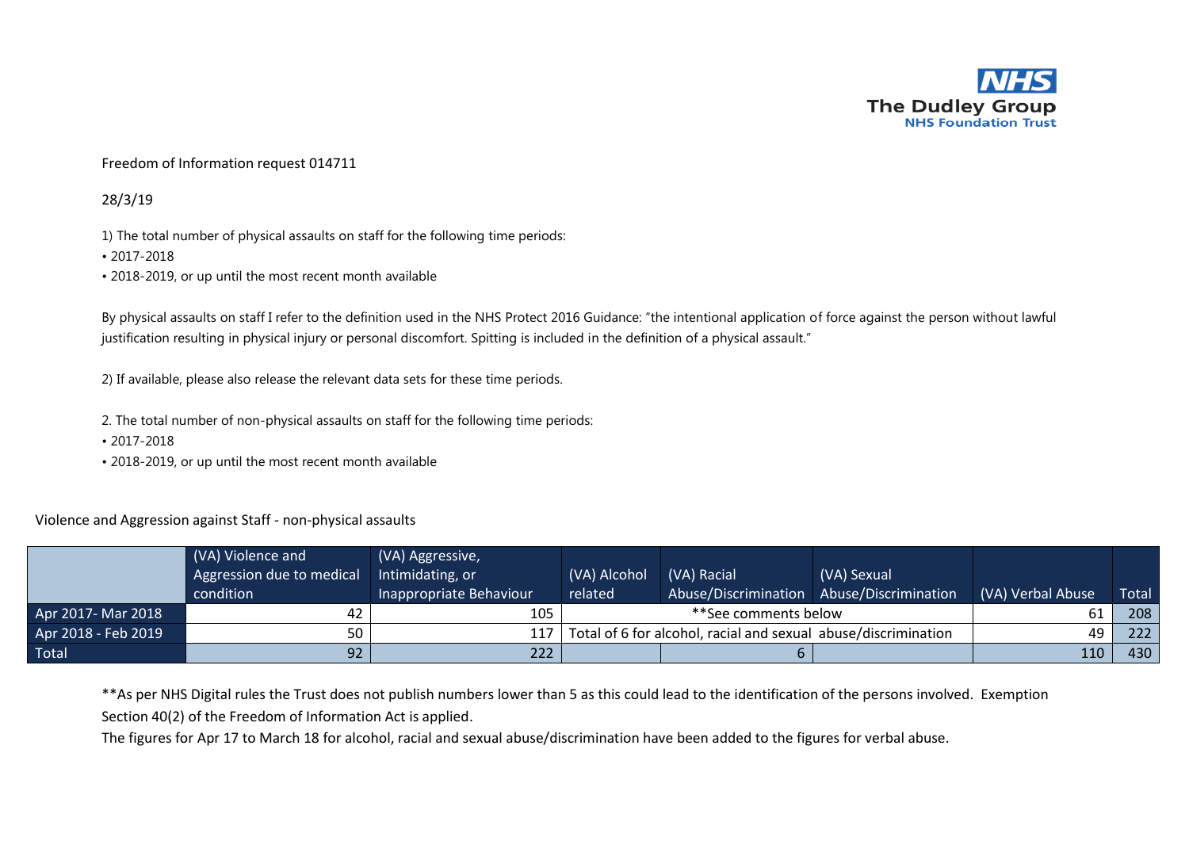NHS
The Dudley Group
NHS Foundation Trust

Freedom of Information request 014711

28/3/19

1) The total number of physical assaults on staff for the following time periods:
- 2017-2018
- 2018-2019, or up until the most recent month available

By physical assaults on staff I refer to the definition used in the NHS Protect 2016 Guidance: "the intentional application of force against the person without lawful justification resulting in physical injury or personal discomfort. Spitting is included in the definition of a physical assault."

2) If available, please also release the relevant data sets for these time periods.

2. The total number of non-physical assaults on staff for the following time periods:
- 2017-2018
- 2018-2019, or up until the most recent month available

Violence and Aggression against Staff - non-physical assaults

| | (VA) Violence and Aggression due to medical condition | (VA) Aggressive, Intimidating, or Inappropriate Behaviour | (VA) Alcohol related | (VA) Racial Abuse/Discrimination | (VA) Sexual Abuse/Discrimination | (VA) Verbal Abuse | Total |
|---|---|---|---|---|---|---|---|
| Apr 2017- Mar 2018 | 42 | 105 | **See comments below | | | 61 | 208 |
| Apr 2018 - Feb 2019 | 50 | 117 | Total of 6 for alcohol, racial and sexual abuse/discrimination | | | 49 | 222 |
| Total | 92 | 222 | | 6 | | 110 | 430 |

**As per NHS Digital rules the Trust does not publish numbers lower than 5 as this could lead to the identification of the persons involved. Exemption Section 40(2) of the Freedom of Information Act is applied.

The figures for Apr 17 to March 18 for alcohol, racial and sexual abuse/discrimination have been added to the figures for verbal abuse.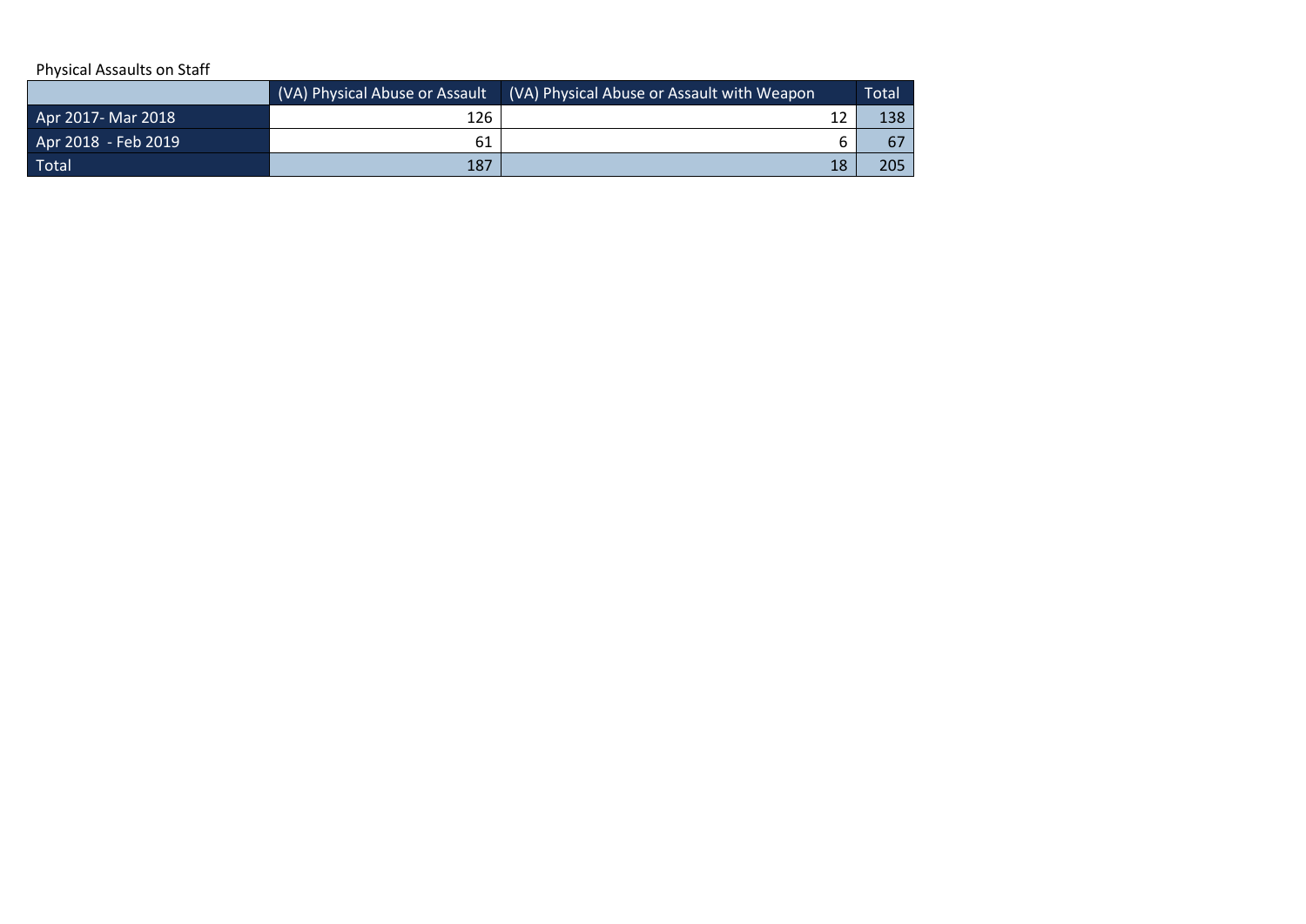Physical Assaults on Staff

| | (VA) Physical Abuse or Assault | (VA) Physical Abuse or Assault with Weapon | Total |
|---|---|---|---|
| Apr 2017- Mar 2018 | 126 | 12 | 138 |
| Apr 2018 - Feb 2019 | 61 | 6 | 67 |
| Total | 187 | 18 | 205 |